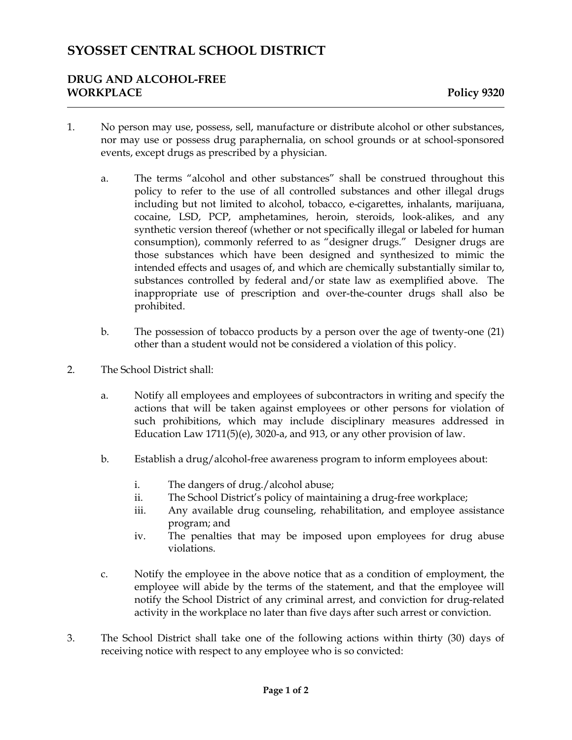# SYOSSET CENTRAL SCHOOL DISTRICT

## DRUG AND ALCOHOL-FREE WORKPLACE — Policy 9320

1. No person may use, possess, sell, manufacture or distribute alcohol or other substances, nor may use or possess drug paraphernalia, on school grounds or at school-sponsored events, except drugs as prescribed by a physician.

   a. The terms "alcohol and other substances" shall be construed throughout this policy to refer to the use of all controlled substances and other illegal drugs including but not limited to alcohol, tobacco, e-cigarettes, inhalants, marijuana, cocaine, LSD, PCP, amphetamines, heroin, steroids, look-alikes, and any synthetic version thereof (whether or not specifically illegal or labeled for human consumption), commonly referred to as "designer drugs." Designer drugs are those substances which have been designed and synthesized to mimic the intended effects and usages of, and which are chemically substantially similar to, substances controlled by federal and/or state law as exemplified above. The inappropriate use of prescription and over-the-counter drugs shall also be prohibited.

   b. The possession of tobacco products by a person over the age of twenty-one (21) other than a student would not be considered a violation of this policy.

2. The School District shall:

   a. Notify all employees and employees of subcontractors in writing and specify the actions that will be taken against employees or other persons for violation of such prohibitions, which may include disciplinary measures addressed in Education Law 1711(5)(e), 3020-a, and 913, or any other provision of law.

   b. Establish a drug/alcohol-free awareness program to inform employees about:

      i. The dangers of drug./alcohol abuse;
      ii. The School District's policy of maintaining a drug-free workplace;
      iii. Any available drug counseling, rehabilitation, and employee assistance program; and
      iv. The penalties that may be imposed upon employees for drug abuse violations.

   c. Notify the employee in the above notice that as a condition of employment, the employee will abide by the terms of the statement, and that the employee will notify the School District of any criminal arrest, and conviction for drug-related activity in the workplace no later than five days after such arrest or conviction.

3. The School District shall take one of the following actions within thirty (30) days of receiving notice with respect to any employee who is so convicted: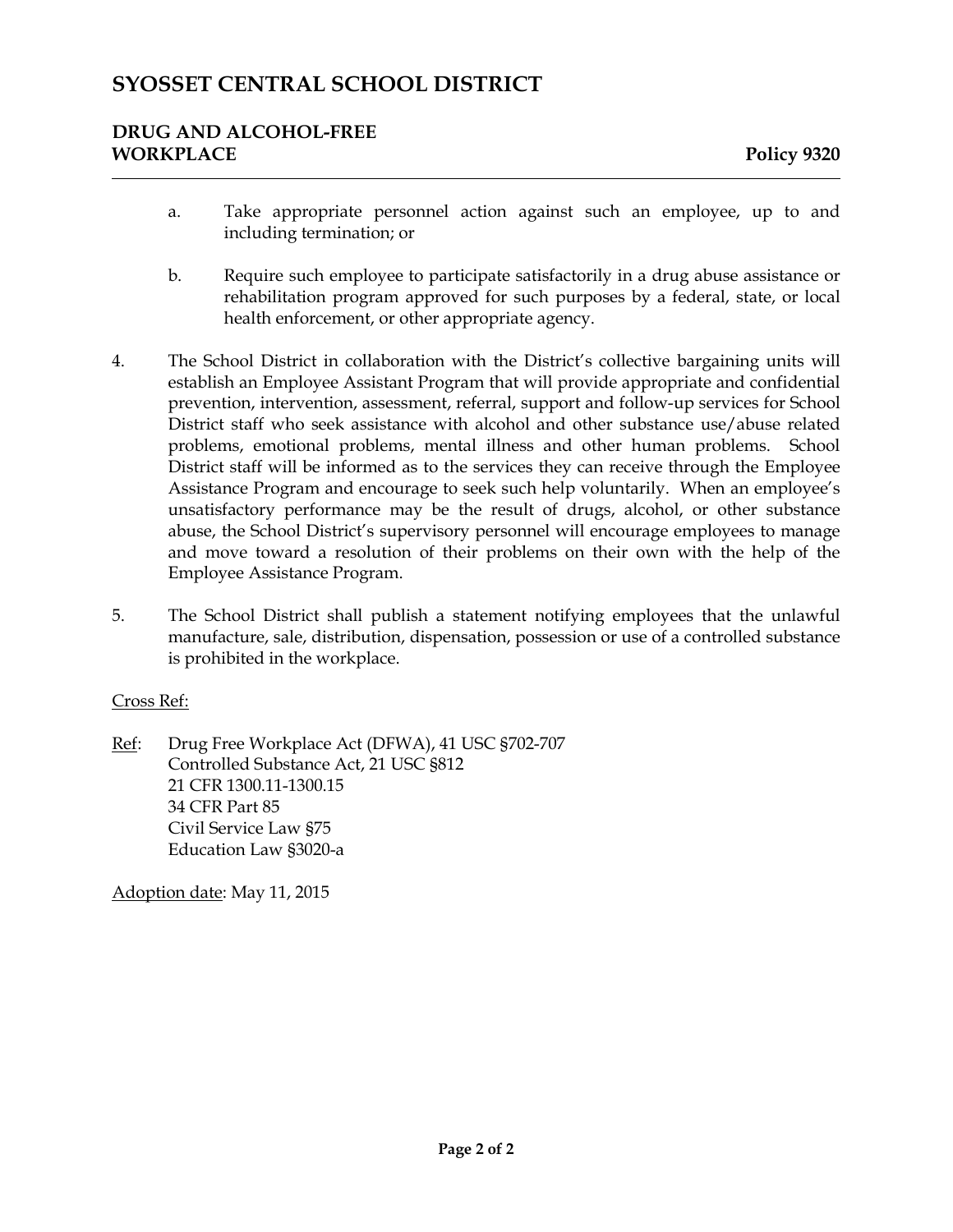a. Take appropriate personnel action against such an employee, up to and including termination; or

b. Require such employee to participate satisfactorily in a drug abuse assistance or rehabilitation program approved for such purposes by a federal, state, or local health enforcement, or other appropriate agency.

4. The School District in collaboration with the District's collective bargaining units will establish an Employee Assistant Program that will provide appropriate and confidential prevention, intervention, assessment, referral, support and follow-up services for School District staff who seek assistance with alcohol and other substance use/abuse related problems, emotional problems, mental illness and other human problems. School District staff will be informed as to the services they can receive through the Employee Assistance Program and encourage to seek such help voluntarily. When an employee's unsatisfactory performance may be the result of drugs, alcohol, or other substance abuse, the School District's supervisory personnel will encourage employees to manage and move toward a resolution of their problems on their own with the help of the Employee Assistance Program.

5. The School District shall publish a statement notifying employees that the unlawful manufacture, sale, distribution, dispensation, possession or use of a controlled substance is prohibited in the workplace.

Cross Ref:

Ref: Drug Free Workplace Act (DFWA), 41 USC §702-707
Controlled Substance Act, 21 USC §812
21 CFR 1300.11-1300.15
34 CFR Part 85
Civil Service Law §75
Education Law §3020-a

Adoption date: May 11, 2015